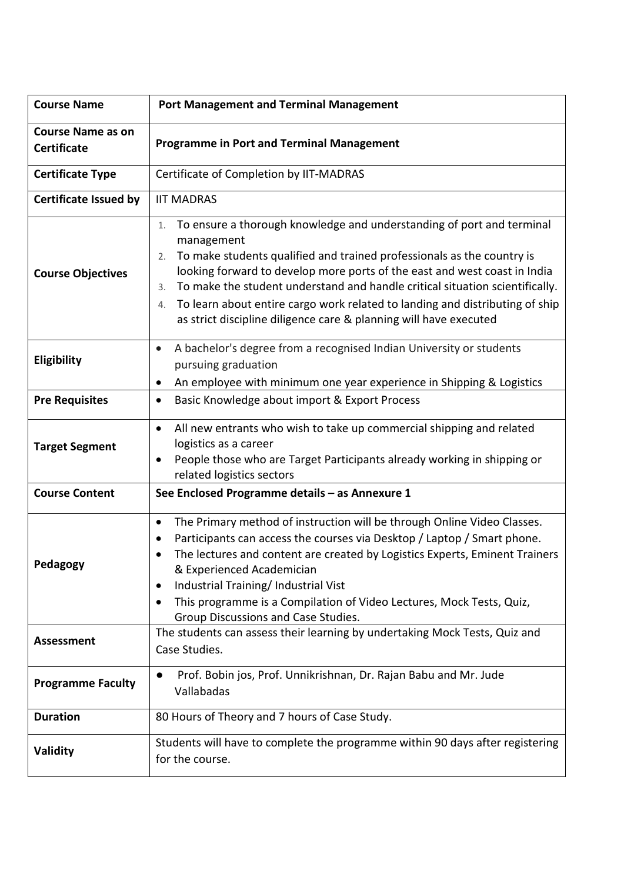| **Course Name** | **Port Management and Terminal Management** |
|---|---|
| **Course Name as on Certificate** | **Programme in Port and Terminal Management** |
| **Certificate Type** | Certificate of Completion by IIT-MADRAS |
| **Certificate Issued by** | IIT MADRAS |
| **Course Objectives** | 1. To ensure a thorough knowledge and understanding of port and terminal management<br>2. To make students qualified and trained professionals as the country is looking forward to develop more ports of the east and west coast in India<br>3. To make the student understand and handle critical situation scientifically.<br>4. To learn about entire cargo work related to landing and distributing of ship as strict discipline diligence care & planning will have executed |
| **Eligibility** | • A bachelor's degree from a recognised Indian University or students pursuing graduation<br>• An employee with minimum one year experience in Shipping & Logistics |
| **Pre Requisites** | • Basic Knowledge about import & Export Process |
| **Target Segment** | • All new entrants who wish to take up commercial shipping and related logistics as a career<br>• People those who are Target Participants already working in shipping or related logistics sectors |
| **Course Content** | **See Enclosed Programme details – as Annexure 1** |
| **Pedagogy** | • The Primary method of instruction will be through Online Video Classes.<br>• Participants can access the courses via Desktop / Laptop / Smart phone.<br>• The lectures and content are created by Logistics Experts, Eminent Trainers & Experienced Academician<br>• Industrial Training/ Industrial Vist<br>• This programme is a Compilation of Video Lectures, Mock Tests, Quiz, Group Discussions and Case Studies. |
| **Assessment** | The students can assess their learning by undertaking Mock Tests, Quiz and Case Studies. |
| **Programme Faculty** | • Prof. Bobin jos, Prof. Unnikrishnan, Dr. Rajan Babu and Mr. Jude Vallabadas |
| **Duration** | 80 Hours of Theory and 7 hours of Case Study. |
| **Validity** | Students will have to complete the programme within 90 days after registering for the course. |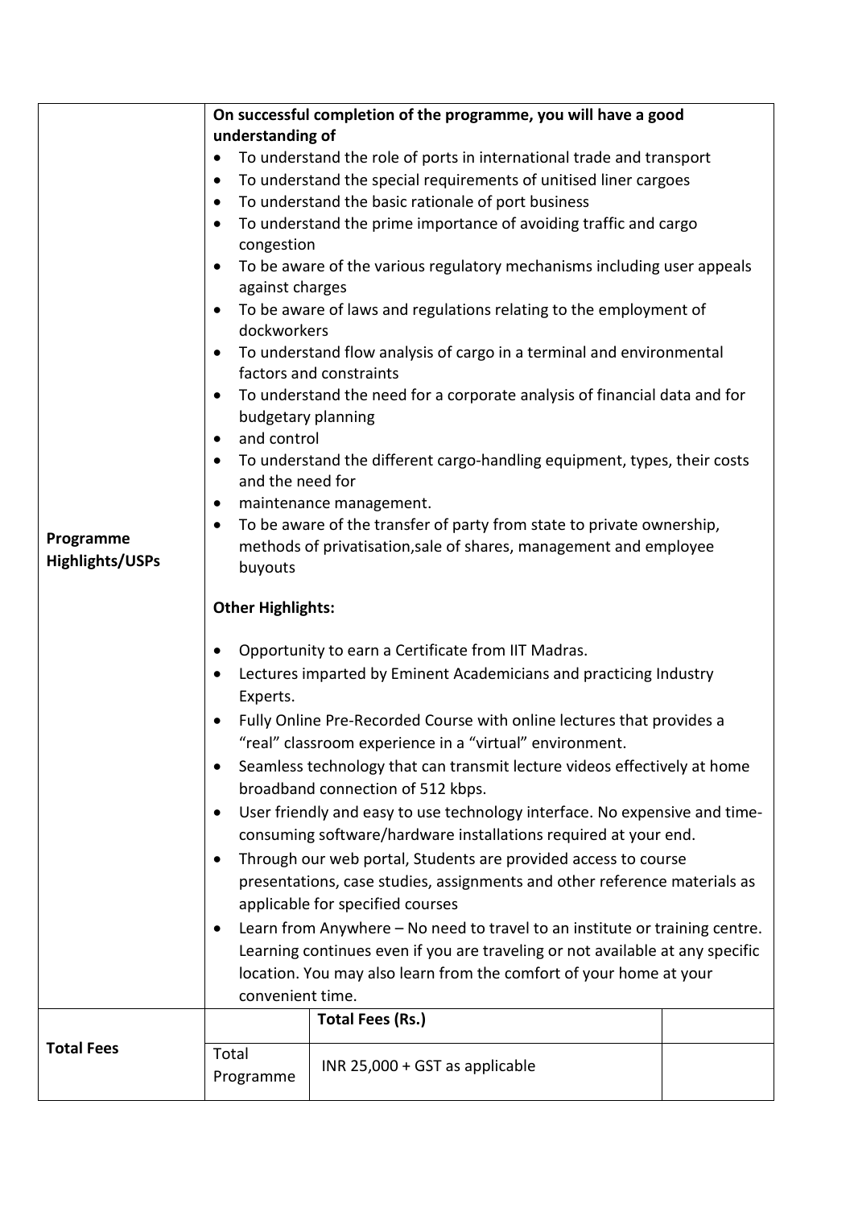| | | | |
|---|---|---|---|
| **Programme Highlights/USPs** | **On successful completion of the programme, you will have a good understanding of**<br>• To understand the role of ports in international trade and transport<br>• To understand the special requirements of unitised liner cargoes<br>• To understand the basic rationale of port business<br>• To understand the prime importance of avoiding traffic and cargo congestion<br>• To be aware of the various regulatory mechanisms including user appeals against charges<br>• To be aware of laws and regulations relating to the employment of dockworkers<br>• To understand flow analysis of cargo in a terminal and environmental factors and constraints<br>• To understand the need for a corporate analysis of financial data and for budgetary planning<br>• and control<br>• To understand the different cargo-handling equipment, types, their costs and the need for<br>• maintenance management.<br>• To be aware of the transfer of party from state to private ownership, methods of privatisation,sale of shares, management and employee buyouts<br><br>**Other Highlights:**<br><br>• Opportunity to earn a Certificate from IIT Madras.<br>• Lectures imparted by Eminent Academicians and practicing Industry Experts.<br>• Fully Online Pre-Recorded Course with online lectures that provides a "real" classroom experience in a "virtual" environment.<br>• Seamless technology that can transmit lecture videos effectively at home broadband connection of 512 kbps.<br>• User friendly and easy to use technology interface. No expensive and time-consuming software/hardware installations required at your end.<br>• Through our web portal, Students are provided access to course presentations, case studies, assignments and other reference materials as applicable for specified courses<br>• Learn from Anywhere – No need to travel to an institute or training centre. Learning continues even if you are traveling or not available at any specific location. You may also learn from the comfort of your home at your convenient time. | | |
| **Total Fees** | | **Total Fees (Rs.)** | |
| | Total Programme | INR 25,000 + GST as applicable | |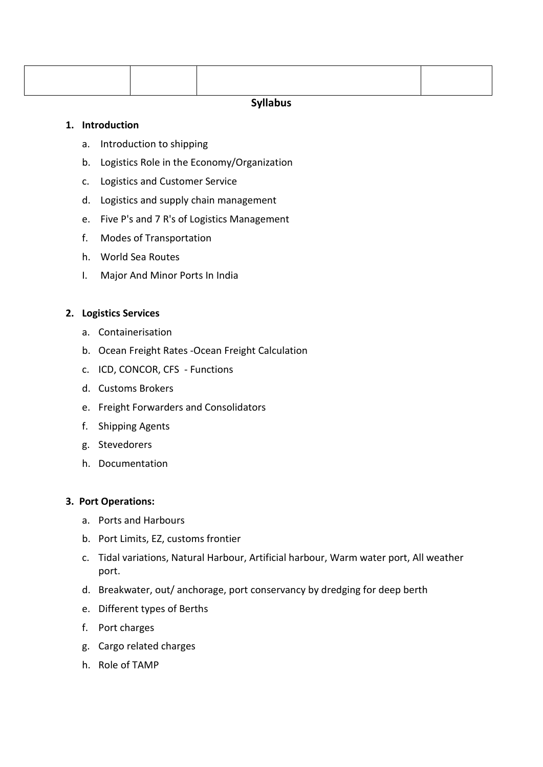| | | | |
|---|---|---|---|

## Syllabus

1. **Introduction**
   a. Introduction to shipping
   b. Logistics Role in the Economy/Organization
   c. Logistics and Customer Service
   d. Logistics and supply chain management
   e. Five P's and 7 R's of Logistics Management
   f. Modes of Transportation
   h. World Sea Routes
   I. Major And Minor Ports In India

2. **Logistics Services**
   a. Containerisation
   b. Ocean Freight Rates -Ocean Freight Calculation
   c. ICD, CONCOR, CFS - Functions
   d. Customs Brokers
   e. Freight Forwarders and Consolidators
   f. Shipping Agents
   g. Stevedorers
   h. Documentation

3. **Port Operations:**
   a. Ports and Harbours
   b. Port Limits, EZ, customs frontier
   c. Tidal variations, Natural Harbour, Artificial harbour, Warm water port, All weather port.
   d. Breakwater, out/ anchorage, port conservancy by dredging for deep berth
   e. Different types of Berths
   f. Port charges
   g. Cargo related charges
   h. Role of TAMP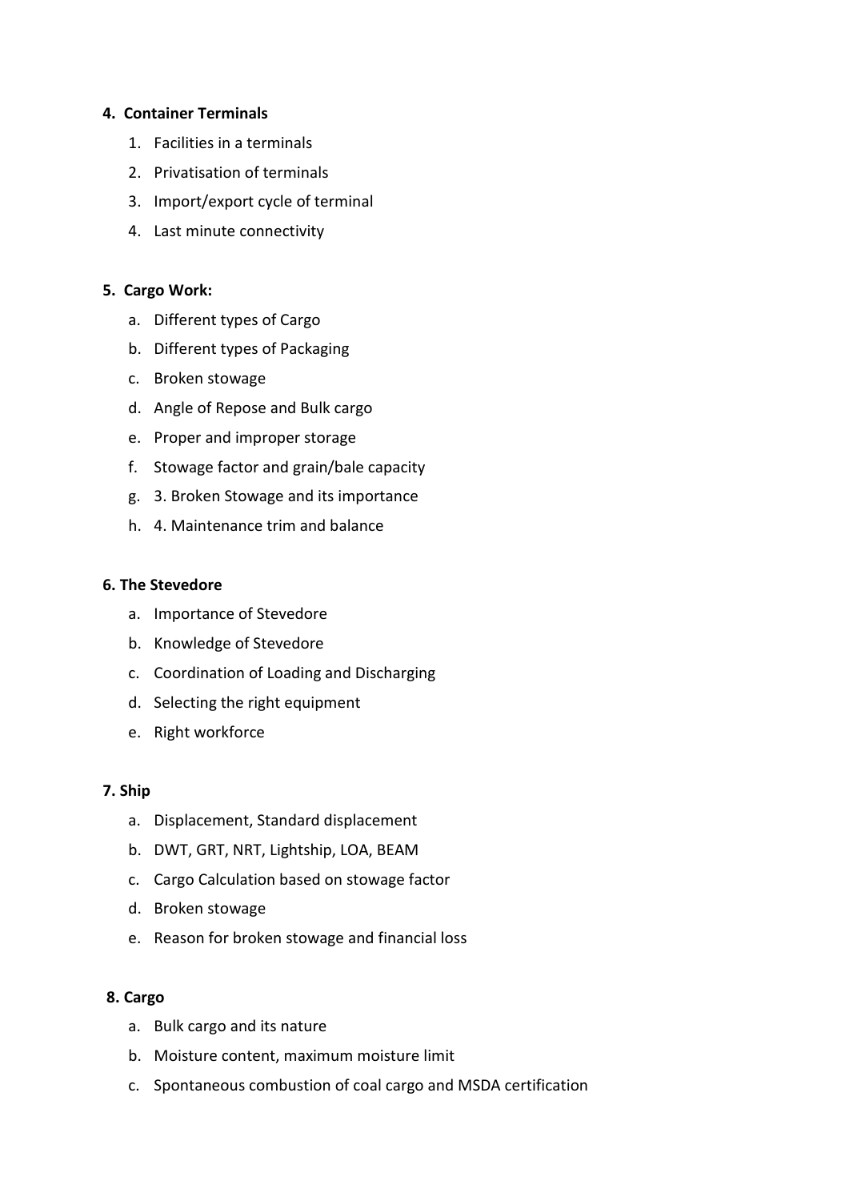**4. Container Terminals**

1. Facilities in a terminals
2. Privatisation of terminals
3. Import/export cycle of terminal
4. Last minute connectivity

**5. Cargo Work:**

a. Different types of Cargo
b. Different types of Packaging
c. Broken stowage
d. Angle of Repose and Bulk cargo
e. Proper and improper storage
f. Stowage factor and grain/bale capacity
g. 3. Broken Stowage and its importance
h. 4. Maintenance trim and balance

**6. The Stevedore**

a. Importance of Stevedore
b. Knowledge of Stevedore
c. Coordination of Loading and Discharging
d. Selecting the right equipment
e. Right workforce

**7. Ship**

a. Displacement, Standard displacement
b. DWT, GRT, NRT, Lightship, LOA, BEAM
c. Cargo Calculation based on stowage factor
d. Broken stowage
e. Reason for broken stowage and financial loss

**8. Cargo**

a. Bulk cargo and its nature
b. Moisture content, maximum moisture limit
c. Spontaneous combustion of coal cargo and MSDA certification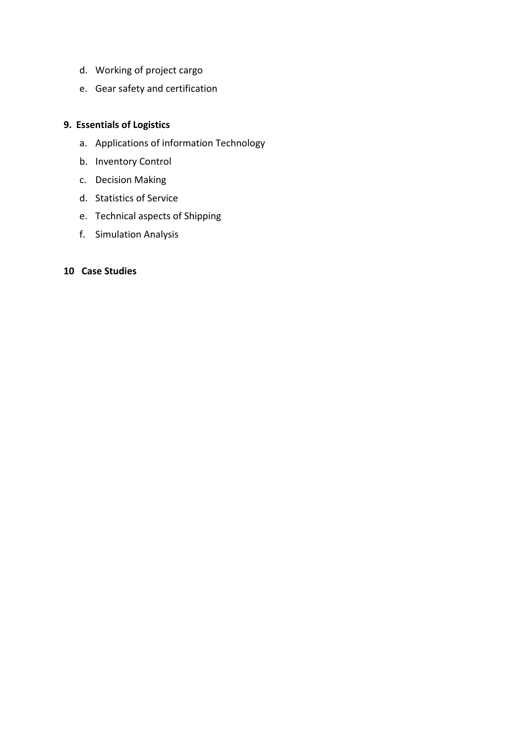d. Working of project cargo
e. Gear safety and certification

**9. Essentials of Logistics**

a. Applications of information Technology
b. Inventory Control
c. Decision Making
d. Statistics of Service
e. Technical aspects of Shipping
f. Simulation Analysis

**10 Case Studies**